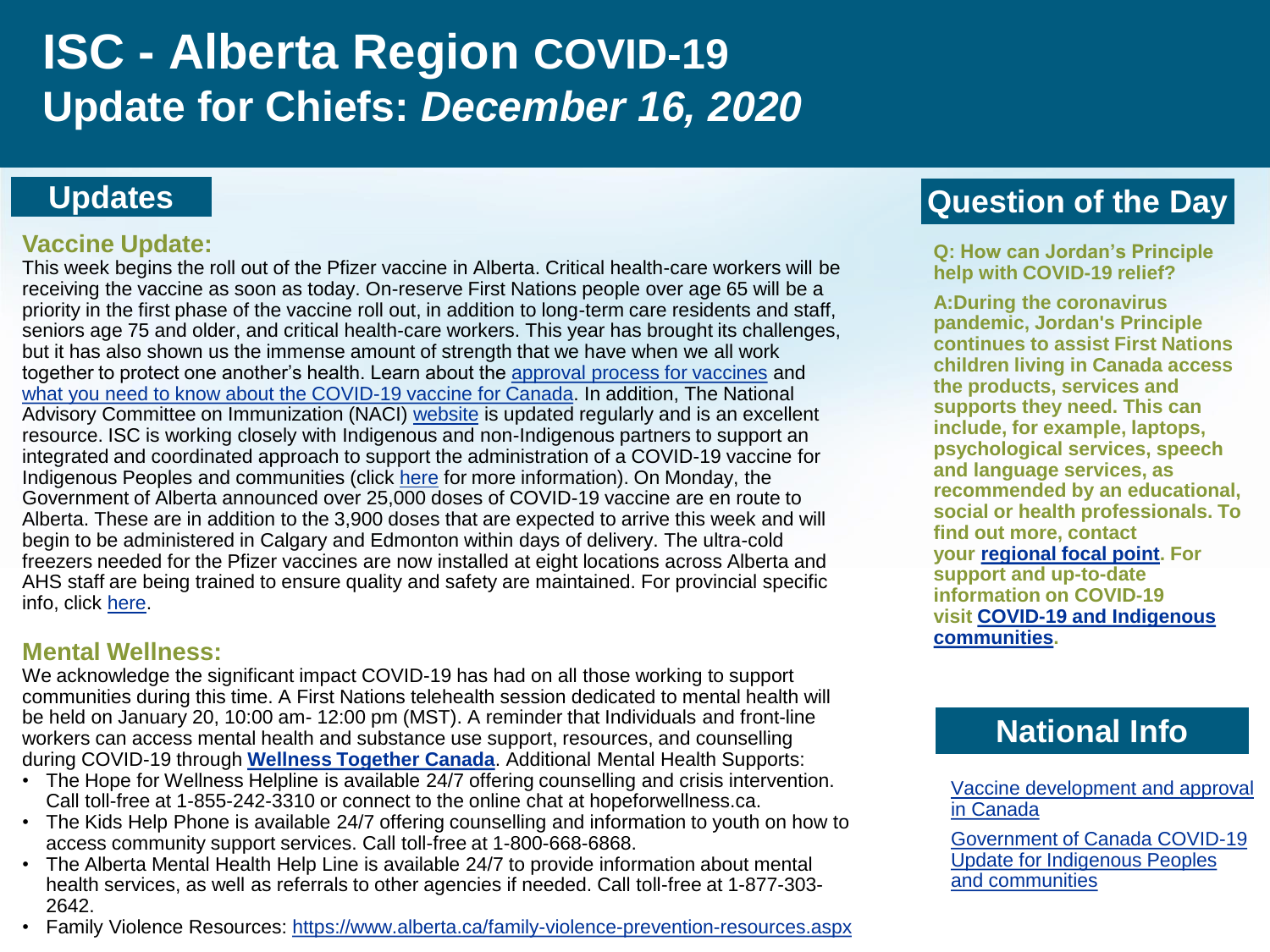# ISC - Alberta Region COVID-19 Update for Chiefs: *December 16, 2020*

## Updates

### Vaccine Update:

This week begins the roll out of the Pfizer vaccine in Alberta. Critical health-care workers will be receiving the vaccine as soon as today. On-reserve First Nations people over age 65 will be a priority in the first phase of the vaccine roll out, in addition to long-term care residents and staff, seniors age 75 and older, and critical health-care workers. This year has brought its challenges, but it has also shown us the immense amount of strength that we have when we all work together to protect one another's health. Learn about the approval process for vaccines and what you need to know about the COVID-19 vaccine for Canada. In addition, The National Advisory Committee on Immunization (NACI) website is updated regularly and is an excellent resource. ISC is working closely with Indigenous and non-Indigenous partners to support an integrated and coordinated approach to support the administration of a COVID-19 vaccine for Indigenous Peoples and communities (click here for more information). On Monday, the Government of Alberta announced over 25,000 doses of COVID-19 vaccine are en route to Alberta. These are in addition to the 3,900 doses that are expected to arrive this week and will begin to be administered in Calgary and Edmonton within days of delivery. The ultra-cold freezers needed for the Pfizer vaccines are now installed at eight locations across Alberta and AHS staff are being trained to ensure quality and safety are maintained. For provincial specific info, click here.

### Mental Wellness:

We acknowledge the significant impact COVID-19 has had on all those working to support communities during this time. A First Nations telehealth session dedicated to mental health will be held on January 20, 10:00 am- 12:00 pm (MST). A reminder that Individuals and front-line workers can access mental health and substance use support, resources, and counselling during COVID-19 through **Wellness Together Canada**. Additional Mental Health Supports:

- The Hope for Wellness Helpline is available 24/7 offering counselling and crisis intervention. Call toll-free at 1-855-242-3310 or connect to the online chat at hopeforwellness.ca.
- The Kids Help Phone is available 24/7 offering counselling and information to youth on how to access community support services. Call toll-free at 1-800-668-6868.
- The Alberta Mental Health Help Line is available 24/7 to provide information about mental health services, as well as referrals to other agencies if needed. Call toll-free at 1-877-303-2642.
- Family Violence Resources: https://www.alberta.ca/family-violence-prevention-resources.aspx

## Question of the Day

**Q: How can Jordan's Principle help with COVID-19 relief?**

**A:During the coronavirus pandemic, Jordan's Principle continues to assist First Nations children living in Canada access the products, services and supports they need. This can include, for example, laptops, psychological services, speech and language services, as recommended by an educational, social or health professionals. To find out more, contact your regional focal point. For support and up-to-date information on COVID-19 visit COVID-19 and Indigenous communities.**

## National Info

Vaccine development and approval in Canada

Government of Canada COVID-19 Update for Indigenous Peoples and communities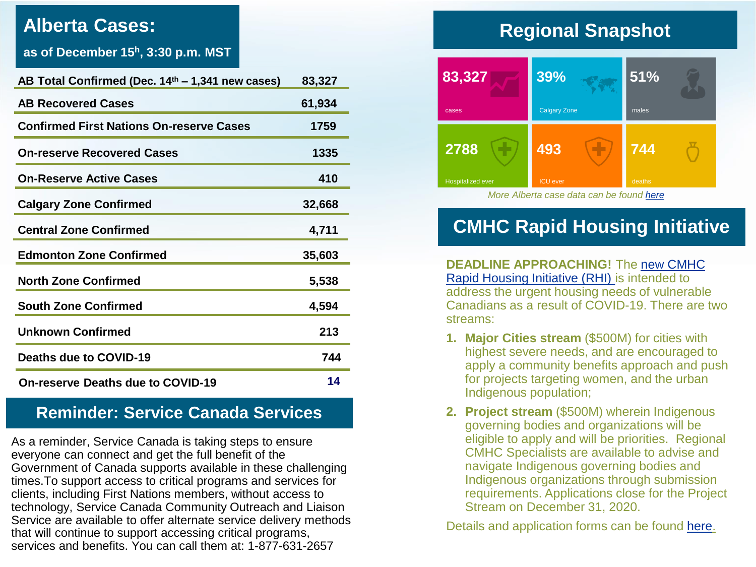## Alberta Cases:

**as of December 15h, 3:30 p.m. MST**

| | |
|---|---|
| **AB Total Confirmed (Dec. 14th – 1,341 new cases)** | **83,327** |
| **AB Recovered Cases** | **61,934** |
| **Confirmed First Nations On-reserve Cases** | **1759** |
| **On-reserve Recovered Cases** | **1335** |
| **On-Reserve Active Cases** | **410** |
| **Calgary Zone Confirmed** | **32,668** |
| **Central Zone Confirmed** | **4,711** |
| **Edmonton Zone Confirmed** | **35,603** |
| **North Zone Confirmed** | **5,538** |
| **South Zone Confirmed** | **4,594** |
| **Unknown Confirmed** | **213** |
| **Deaths due to COVID-19** | **744** |
| **On-reserve Deaths due to COVID-19** | **14** |

## Reminder: Service Canada Services

As a reminder, Service Canada is taking steps to ensure everyone can connect and get the full benefit of the Government of Canada supports available in these challenging times.To support access to critical programs and services for clients, including First Nations members, without access to technology, Service Canada Community Outreach and Liaison Service are available to offer alternate service delivery methods that will continue to support accessing critical programs, services and benefits. You can call them at: 1-877-631-2657

## Regional Snapshot

83,327
cases

39%
Calgary Zone

51%
males

2788
Hospitalized ever

493
ICU ever

744
deaths

*More Alberta case data can be found here*

## CMHC Rapid Housing Initiative

**DEADLINE APPROACHING!** The new CMHC Rapid Housing Initiative (RHI) is intended to address the urgent housing needs of vulnerable Canadians as a result of COVID-19. There are two streams:

1. **Major Cities stream** ($500M) for cities with highest severe needs, and are encouraged to apply a community benefits approach and push for projects targeting women, and the urban Indigenous population;
2. **Project stream** ($500M) wherein Indigenous governing bodies and organizations will be eligible to apply and will be priorities. Regional CMHC Specialists are available to advise and navigate Indigenous governing bodies and Indigenous organizations through submission requirements. Applications close for the Project Stream on December 31, 2020.

Details and application forms can be found here.